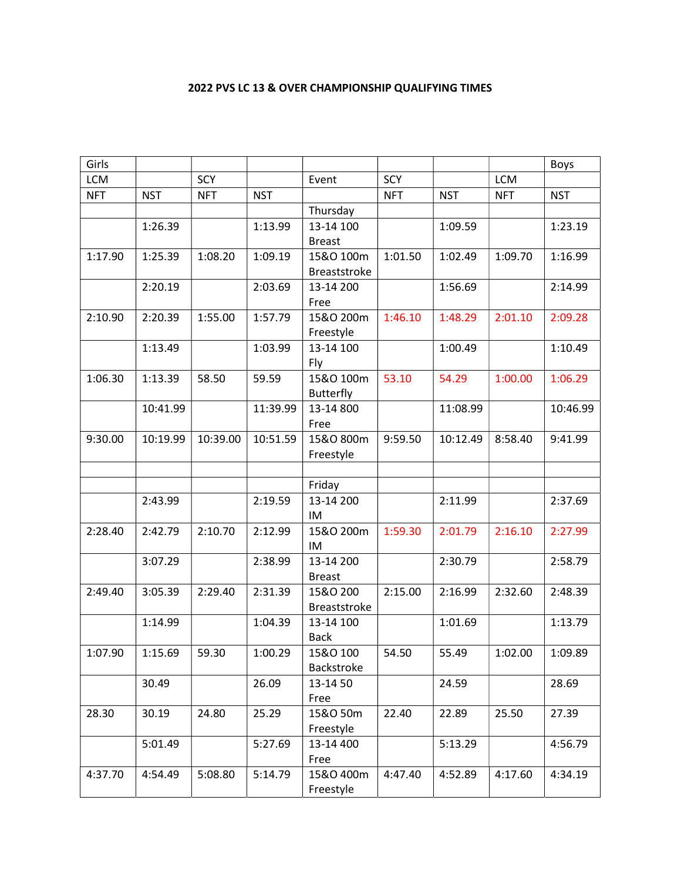**2022 PVS LC 13 & OVER CHAMPIONSHIP QUALIFYING TIMES**

| Girls | | | | | | | | Boys |
|---|---|---|---|---|---|---|---|---|
| LCM | | SCY | | Event | SCY | | LCM | |
| NFT | NST | NFT | NST | | NFT | NST | NFT | NST |
| | | | | Thursday | | | | |
| | 1:26.39 | | 1:13.99 | 13-14 100 Breast | | 1:09.59 | | 1:23.19 |
| 1:17.90 | 1:25.39 | 1:08.20 | 1:09.19 | 15&O 100m Breaststroke | 1:01.50 | 1:02.49 | 1:09.70 | 1:16.99 |
| | 2:20.19 | | 2:03.69 | 13-14 200 Free | | 1:56.69 | | 2:14.99 |
| 2:10.90 | 2:20.39 | 1:55.00 | 1:57.79 | 15&O 200m Freestyle | 1:46.10 | 1:48.29 | 2:01.10 | 2:09.28 |
| | 1:13.49 | | 1:03.99 | 13-14 100 Fly | | 1:00.49 | | 1:10.49 |
| 1:06.30 | 1:13.39 | 58.50 | 59.59 | 15&O 100m Butterfly | 53.10 | 54.29 | 1:00.00 | 1:06.29 |
| | 10:41.99 | | 11:39.99 | 13-14 800 Free | | 11:08.99 | | 10:46.99 |
| 9:30.00 | 10:19.99 | 10:39.00 | 10:51.59 | 15&O 800m Freestyle | 9:59.50 | 10:12.49 | 8:58.40 | 9:41.99 |
| | | | | | | | | |
| | | | | Friday | | | | |
| | 2:43.99 | | 2:19.59 | 13-14 200 IM | | 2:11.99 | | 2:37.69 |
| 2:28.40 | 2:42.79 | 2:10.70 | 2:12.99 | 15&O 200m IM | 1:59.30 | 2:01.79 | 2:16.10 | 2:27.99 |
| | 3:07.29 | | 2:38.99 | 13-14 200 Breast | | 2:30.79 | | 2:58.79 |
| 2:49.40 | 3:05.39 | 2:29.40 | 2:31.39 | 15&O 200 Breaststroke | 2:15.00 | 2:16.99 | 2:32.60 | 2:48.39 |
| | 1:14.99 | | 1:04.39 | 13-14 100 Back | | 1:01.69 | | 1:13.79 |
| 1:07.90 | 1:15.69 | 59.30 | 1:00.29 | 15&O 100 Backstroke | 54.50 | 55.49 | 1:02.00 | 1:09.89 |
| | 30.49 | | 26.09 | 13-14 50 Free | | 24.59 | | 28.69 |
| 28.30 | 30.19 | 24.80 | 25.29 | 15&O 50m Freestyle | 22.40 | 22.89 | 25.50 | 27.39 |
| | 5:01.49 | | 5:27.69 | 13-14 400 Free | | 5:13.29 | | 4:56.79 |
| 4:37.70 | 4:54.49 | 5:08.80 | 5:14.79 | 15&O 400m Freestyle | 4:47.40 | 4:52.89 | 4:17.60 | 4:34.19 |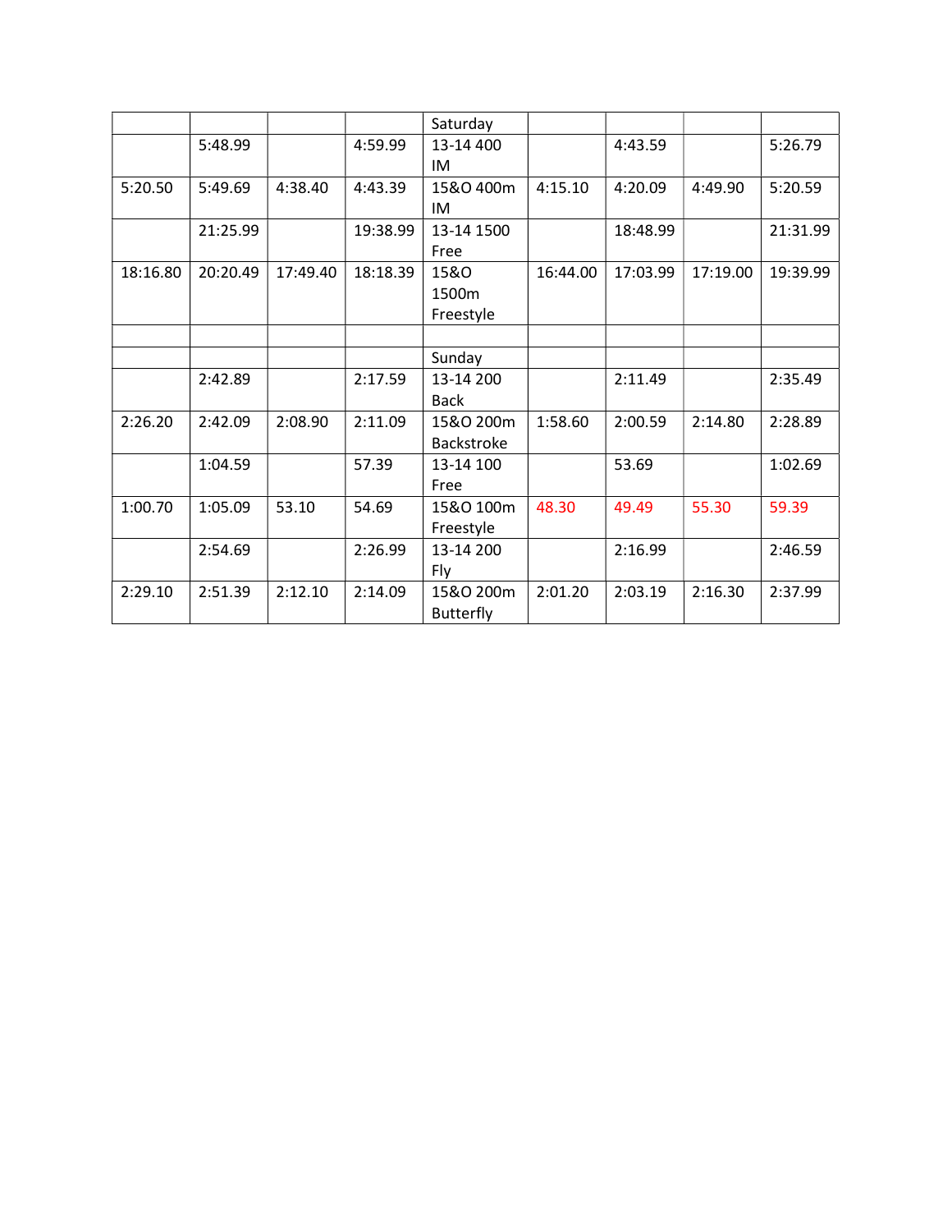| | | | | | | | | |
|---|---|---|---|---|---|---|---|---|
| | | | | Saturday | | | | |
| | 5:48.99 | | 4:59.99 | 13-14 400 IM | | 4:43.59 | | 5:26.79 |
| 5:20.50 | 5:49.69 | 4:38.40 | 4:43.39 | 15&O 400m IM | 4:15.10 | 4:20.09 | 4:49.90 | 5:20.59 |
| | 21:25.99 | | 19:38.99 | 13-14 1500 Free | | 18:48.99 | | 21:31.99 |
| 18:16.80 | 20:20.49 | 17:49.40 | 18:18.39 | 15&O 1500m Freestyle | 16:44.00 | 17:03.99 | 17:19.00 | 19:39.99 |
| | | | | | | | | |
| | | | | Sunday | | | | |
| | 2:42.89 | | 2:17.59 | 13-14 200 Back | | 2:11.49 | | 2:35.49 |
| 2:26.20 | 2:42.09 | 2:08.90 | 2:11.09 | 15&O 200m Backstroke | 1:58.60 | 2:00.59 | 2:14.80 | 2:28.89 |
| | 1:04.59 | | 57.39 | 13-14 100 Free | | 53.69 | | 1:02.69 |
| 1:00.70 | 1:05.09 | 53.10 | 54.69 | 15&O 100m Freestyle | 48.30 | 49.49 | 55.30 | 59.39 |
| | 2:54.69 | | 2:26.99 | 13-14 200 Fly | | 2:16.99 | | 2:46.59 |
| 2:29.10 | 2:51.39 | 2:12.10 | 2:14.09 | 15&O 200m Butterfly | 2:01.20 | 2:03.19 | 2:16.30 | 2:37.99 |